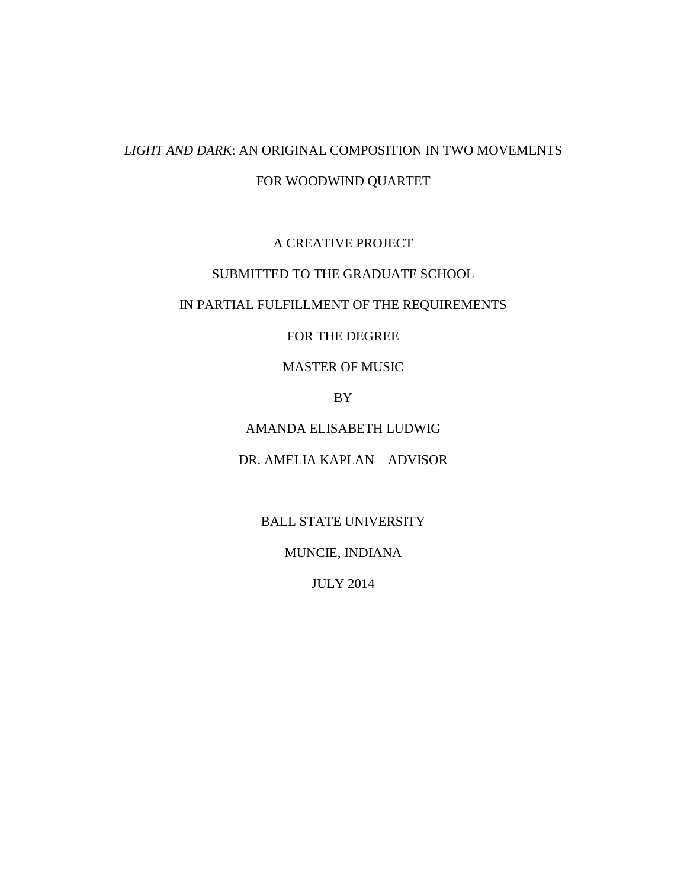# *LIGHT AND DARK*: AN ORIGINAL COMPOSITION IN TWO MOVEMENTS FOR WOODWIND QUARTET

A CREATIVE PROJECT

SUBMITTED TO THE GRADUATE SCHOOL

IN PARTIAL FULFILLMENT OF THE REQUIREMENTS

FOR THE DEGREE

MASTER OF MUSIC

BY

AMANDA ELISABETH LUDWIG

DR. AMELIA KAPLAN – ADVISOR

BALL STATE UNIVERSITY

MUNCIE, INDIANA

JULY 2014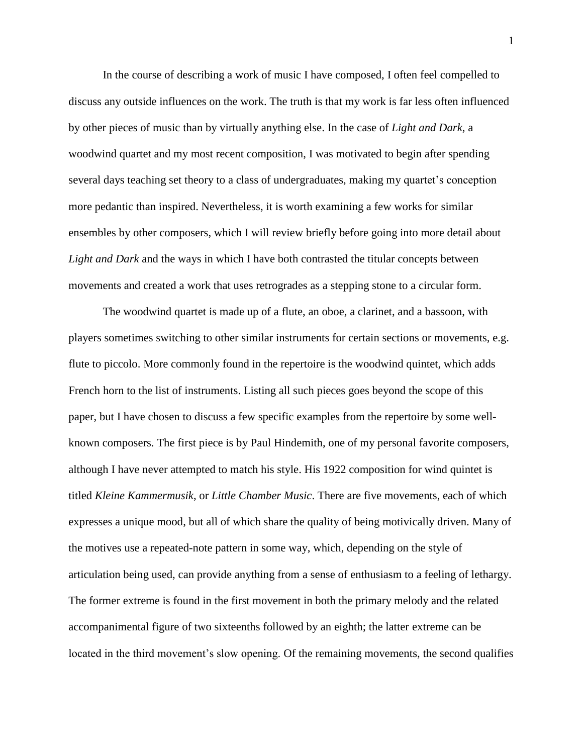In the course of describing a work of music I have composed, I often feel compelled to discuss any outside influences on the work. The truth is that my work is far less often influenced by other pieces of music than by virtually anything else. In the case of *Light and Dark*, a woodwind quartet and my most recent composition, I was motivated to begin after spending several days teaching set theory to a class of undergraduates, making my quartet's conception more pedantic than inspired. Nevertheless, it is worth examining a few works for similar ensembles by other composers, which I will review briefly before going into more detail about *Light and Dark* and the ways in which I have both contrasted the titular concepts between movements and created a work that uses retrogrades as a stepping stone to a circular form.

The woodwind quartet is made up of a flute, an oboe, a clarinet, and a bassoon, with players sometimes switching to other similar instruments for certain sections or movements, e.g. flute to piccolo. More commonly found in the repertoire is the woodwind quintet, which adds French horn to the list of instruments. Listing all such pieces goes beyond the scope of this paper, but I have chosen to discuss a few specific examples from the repertoire by some well-known composers. The first piece is by Paul Hindemith, one of my personal favorite composers, although I have never attempted to match his style. His 1922 composition for wind quintet is titled *Kleine Kammermusik*, or *Little Chamber Music*. There are five movements, each of which expresses a unique mood, but all of which share the quality of being motivically driven. Many of the motives use a repeated-note pattern in some way, which, depending on the style of articulation being used, can provide anything from a sense of enthusiasm to a feeling of lethargy. The former extreme is found in the first movement in both the primary melody and the related accompanimental figure of two sixteenths followed by an eighth; the latter extreme can be located in the third movement's slow opening. Of the remaining movements, the second qualifies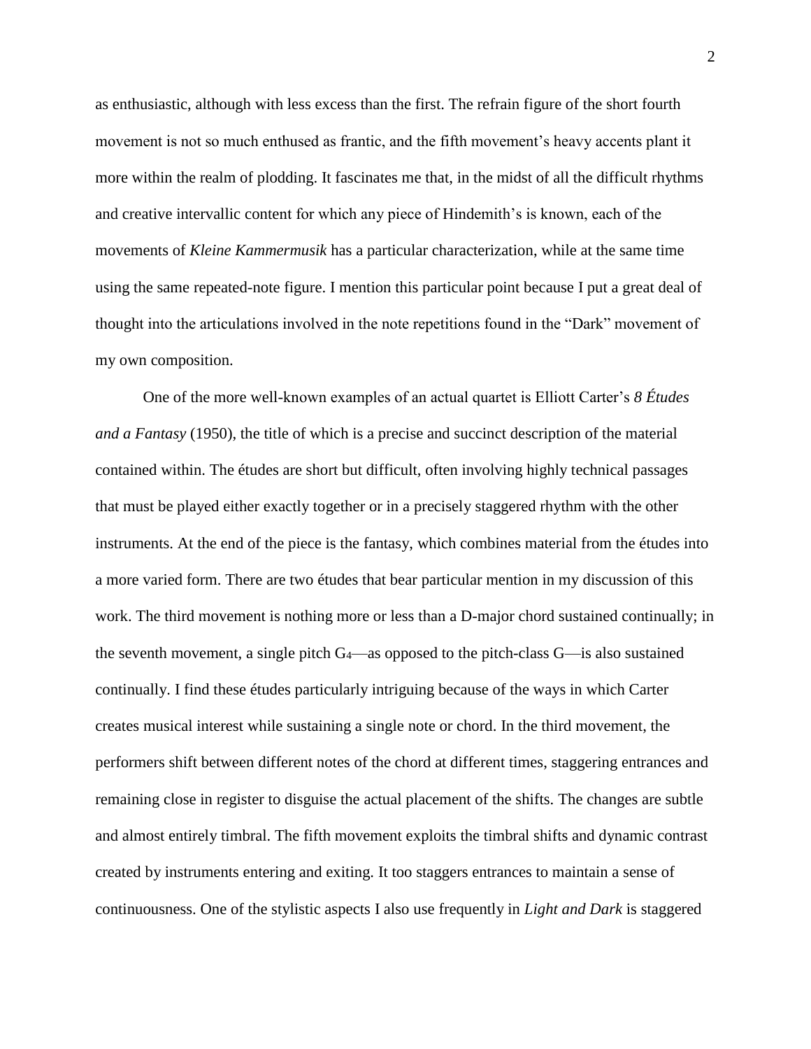as enthusiastic, although with less excess than the first. The refrain figure of the short fourth movement is not so much enthused as frantic, and the fifth movement's heavy accents plant it more within the realm of plodding. It fascinates me that, in the midst of all the difficult rhythms and creative intervallic content for which any piece of Hindemith's is known, each of the movements of *Kleine Kammermusik* has a particular characterization, while at the same time using the same repeated-note figure. I mention this particular point because I put a great deal of thought into the articulations involved in the note repetitions found in the "Dark" movement of my own composition.

One of the more well-known examples of an actual quartet is Elliott Carter's *8 Études and a Fantasy* (1950), the title of which is a precise and succinct description of the material contained within. The études are short but difficult, often involving highly technical passages that must be played either exactly together or in a precisely staggered rhythm with the other instruments. At the end of the piece is the fantasy, which combines material from the études into a more varied form. There are two études that bear particular mention in my discussion of this work. The third movement is nothing more or less than a D-major chord sustained continually; in the seventh movement, a single pitch $G_4$—as opposed to the pitch-class G—is also sustained continually. I find these études particularly intriguing because of the ways in which Carter creates musical interest while sustaining a single note or chord. In the third movement, the performers shift between different notes of the chord at different times, staggering entrances and remaining close in register to disguise the actual placement of the shifts. The changes are subtle and almost entirely timbral. The fifth movement exploits the timbral shifts and dynamic contrast created by instruments entering and exiting. It too staggers entrances to maintain a sense of continuousness. One of the stylistic aspects I also use frequently in *Light and Dark* is staggered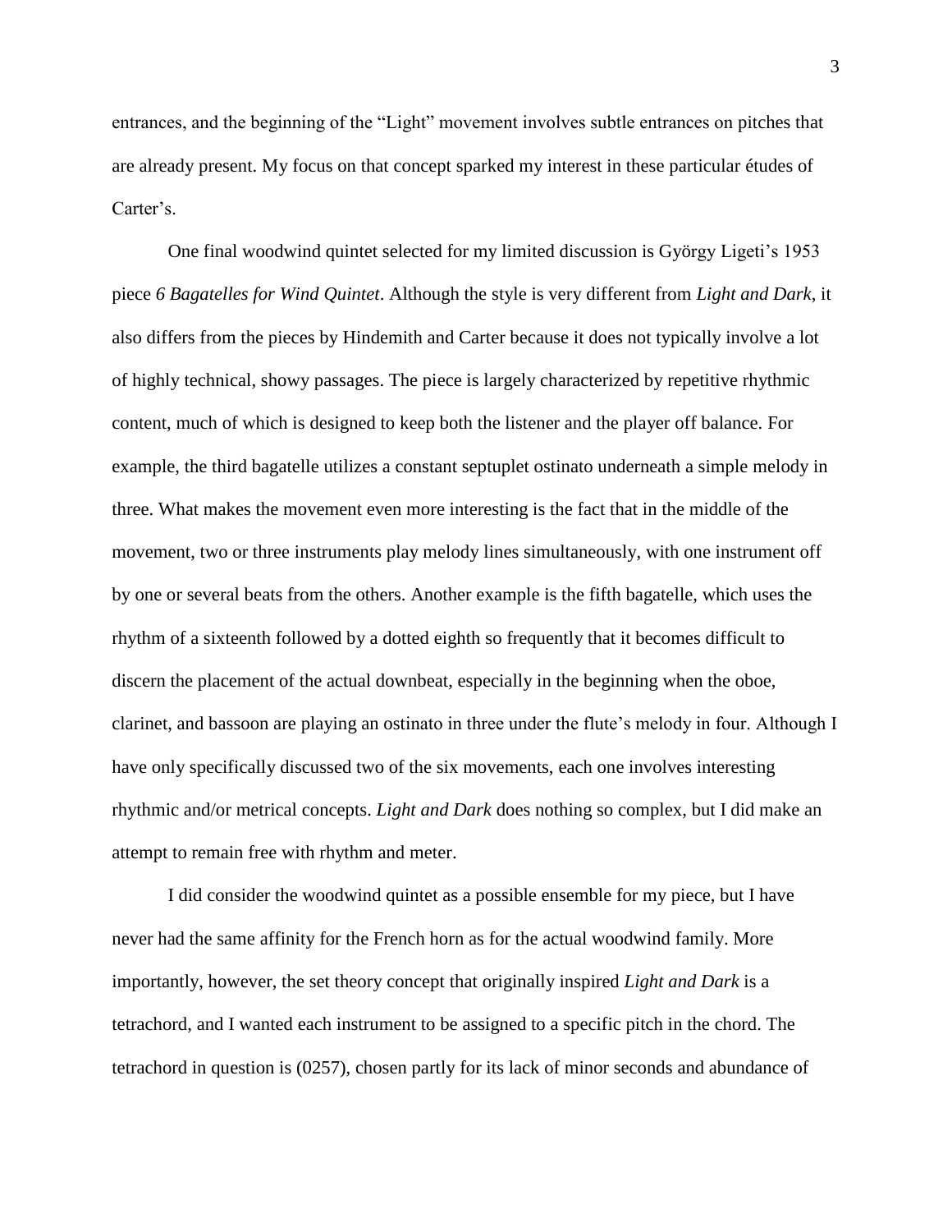entrances, and the beginning of the "Light" movement involves subtle entrances on pitches that are already present. My focus on that concept sparked my interest in these particular études of Carter's.

One final woodwind quintet selected for my limited discussion is György Ligeti's 1953 piece *6 Bagatelles for Wind Quintet*. Although the style is very different from *Light and Dark*, it also differs from the pieces by Hindemith and Carter because it does not typically involve a lot of highly technical, showy passages. The piece is largely characterized by repetitive rhythmic content, much of which is designed to keep both the listener and the player off balance. For example, the third bagatelle utilizes a constant septuplet ostinato underneath a simple melody in three. What makes the movement even more interesting is the fact that in the middle of the movement, two or three instruments play melody lines simultaneously, with one instrument off by one or several beats from the others. Another example is the fifth bagatelle, which uses the rhythm of a sixteenth followed by a dotted eighth so frequently that it becomes difficult to discern the placement of the actual downbeat, especially in the beginning when the oboe, clarinet, and bassoon are playing an ostinato in three under the flute's melody in four. Although I have only specifically discussed two of the six movements, each one involves interesting rhythmic and/or metrical concepts. *Light and Dark* does nothing so complex, but I did make an attempt to remain free with rhythm and meter.

I did consider the woodwind quintet as a possible ensemble for my piece, but I have never had the same affinity for the French horn as for the actual woodwind family. More importantly, however, the set theory concept that originally inspired *Light and Dark* is a tetrachord, and I wanted each instrument to be assigned to a specific pitch in the chord. The tetrachord in question is (0257), chosen partly for its lack of minor seconds and abundance of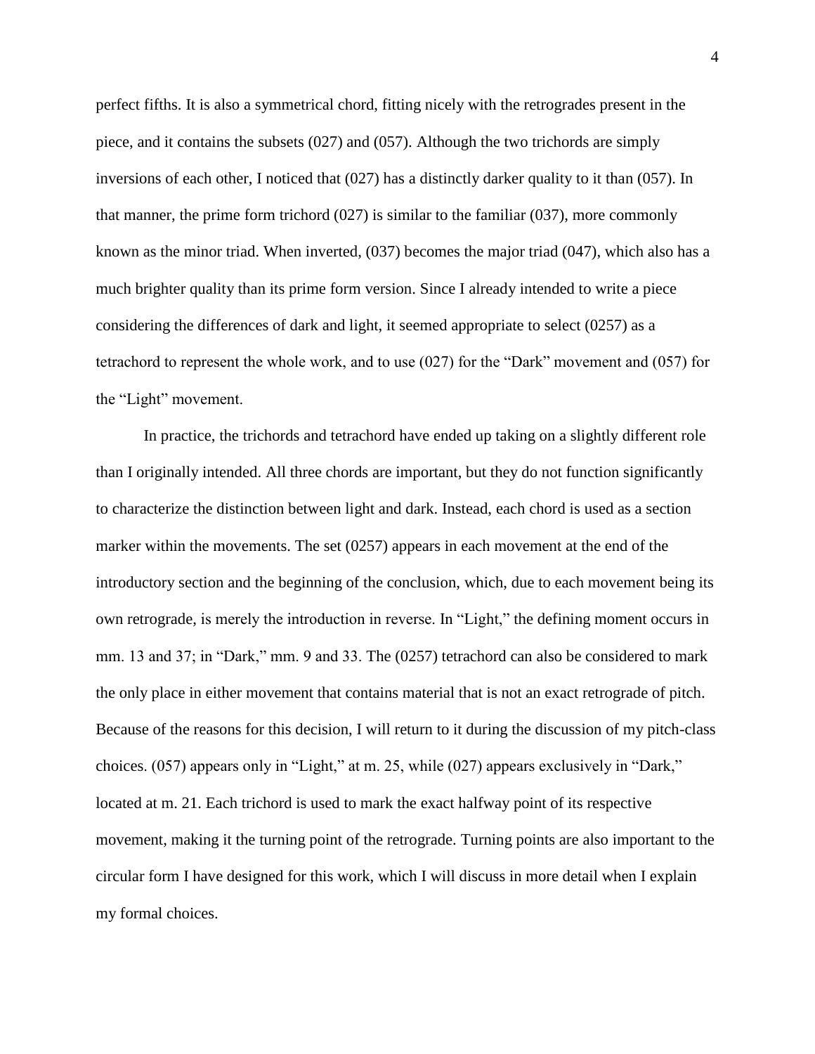perfect fifths. It is also a symmetrical chord, fitting nicely with the retrogrades present in the piece, and it contains the subsets (027) and (057). Although the two trichords are simply inversions of each other, I noticed that (027) has a distinctly darker quality to it than (057). In that manner, the prime form trichord (027) is similar to the familiar (037), more commonly known as the minor triad. When inverted, (037) becomes the major triad (047), which also has a much brighter quality than its prime form version. Since I already intended to write a piece considering the differences of dark and light, it seemed appropriate to select (0257) as a tetrachord to represent the whole work, and to use (027) for the "Dark" movement and (057) for the "Light" movement.

In practice, the trichords and tetrachord have ended up taking on a slightly different role than I originally intended. All three chords are important, but they do not function significantly to characterize the distinction between light and dark. Instead, each chord is used as a section marker within the movements. The set (0257) appears in each movement at the end of the introductory section and the beginning of the conclusion, which, due to each movement being its own retrograde, is merely the introduction in reverse. In "Light," the defining moment occurs in mm. 13 and 37; in "Dark," mm. 9 and 33. The (0257) tetrachord can also be considered to mark the only place in either movement that contains material that is not an exact retrograde of pitch. Because of the reasons for this decision, I will return to it during the discussion of my pitch-class choices. (057) appears only in "Light," at m. 25, while (027) appears exclusively in "Dark," located at m. 21. Each trichord is used to mark the exact halfway point of its respective movement, making it the turning point of the retrograde. Turning points are also important to the circular form I have designed for this work, which I will discuss in more detail when I explain my formal choices.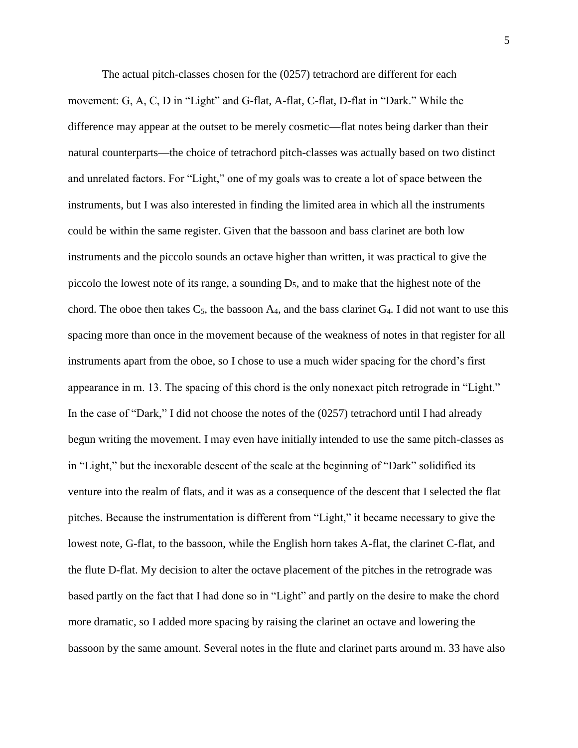The actual pitch-classes chosen for the (0257) tetrachord are different for each movement: G, A, C, D in "Light" and G-flat, A-flat, C-flat, D-flat in "Dark." While the difference may appear at the outset to be merely cosmetic—flat notes being darker than their natural counterparts—the choice of tetrachord pitch-classes was actually based on two distinct and unrelated factors. For "Light," one of my goals was to create a lot of space between the instruments, but I was also interested in finding the limited area in which all the instruments could be within the same register. Given that the bassoon and bass clarinet are both low instruments and the piccolo sounds an octave higher than written, it was practical to give the piccolo the lowest note of its range, a sounding $D_5$, and to make that the highest note of the chord. The oboe then takes $C_5$, the bassoon $A_4$, and the bass clarinet $G_4$. I did not want to use this spacing more than once in the movement because of the weakness of notes in that register for all instruments apart from the oboe, so I chose to use a much wider spacing for the chord's first appearance in m. 13. The spacing of this chord is the only nonexact pitch retrograde in "Light." In the case of "Dark," I did not choose the notes of the (0257) tetrachord until I had already begun writing the movement. I may even have initially intended to use the same pitch-classes as in "Light," but the inexorable descent of the scale at the beginning of "Dark" solidified its venture into the realm of flats, and it was as a consequence of the descent that I selected the flat pitches. Because the instrumentation is different from "Light," it became necessary to give the lowest note, G-flat, to the bassoon, while the English horn takes A-flat, the clarinet C-flat, and the flute D-flat. My decision to alter the octave placement of the pitches in the retrograde was based partly on the fact that I had done so in "Light" and partly on the desire to make the chord more dramatic, so I added more spacing by raising the clarinet an octave and lowering the bassoon by the same amount. Several notes in the flute and clarinet parts around m. 33 have also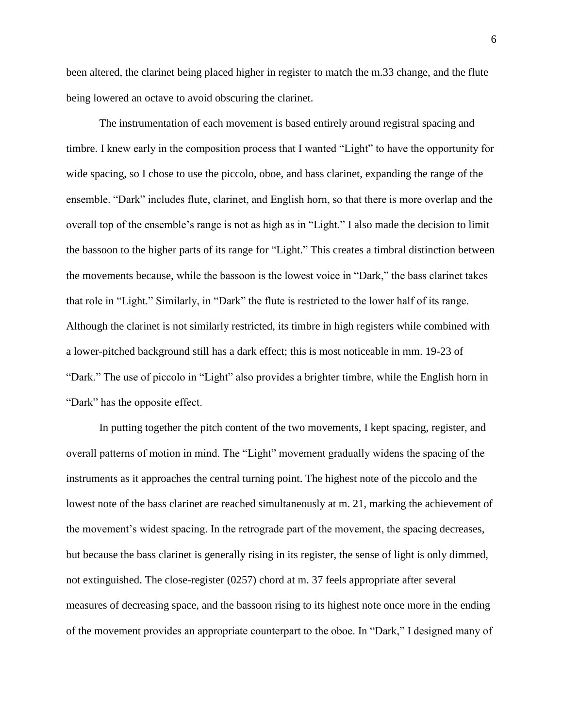been altered, the clarinet being placed higher in register to match the m.33 change, and the flute being lowered an octave to avoid obscuring the clarinet.

The instrumentation of each movement is based entirely around registral spacing and timbre. I knew early in the composition process that I wanted "Light" to have the opportunity for wide spacing, so I chose to use the piccolo, oboe, and bass clarinet, expanding the range of the ensemble. "Dark" includes flute, clarinet, and English horn, so that there is more overlap and the overall top of the ensemble's range is not as high as in "Light." I also made the decision to limit the bassoon to the higher parts of its range for "Light." This creates a timbral distinction between the movements because, while the bassoon is the lowest voice in "Dark," the bass clarinet takes that role in "Light." Similarly, in "Dark" the flute is restricted to the lower half of its range. Although the clarinet is not similarly restricted, its timbre in high registers while combined with a lower-pitched background still has a dark effect; this is most noticeable in mm. 19-23 of "Dark." The use of piccolo in "Light" also provides a brighter timbre, while the English horn in "Dark" has the opposite effect.

In putting together the pitch content of the two movements, I kept spacing, register, and overall patterns of motion in mind. The "Light" movement gradually widens the spacing of the instruments as it approaches the central turning point. The highest note of the piccolo and the lowest note of the bass clarinet are reached simultaneously at m. 21, marking the achievement of the movement's widest spacing. In the retrograde part of the movement, the spacing decreases, but because the bass clarinet is generally rising in its register, the sense of light is only dimmed, not extinguished. The close-register (0257) chord at m. 37 feels appropriate after several measures of decreasing space, and the bassoon rising to its highest note once more in the ending of the movement provides an appropriate counterpart to the oboe. In "Dark," I designed many of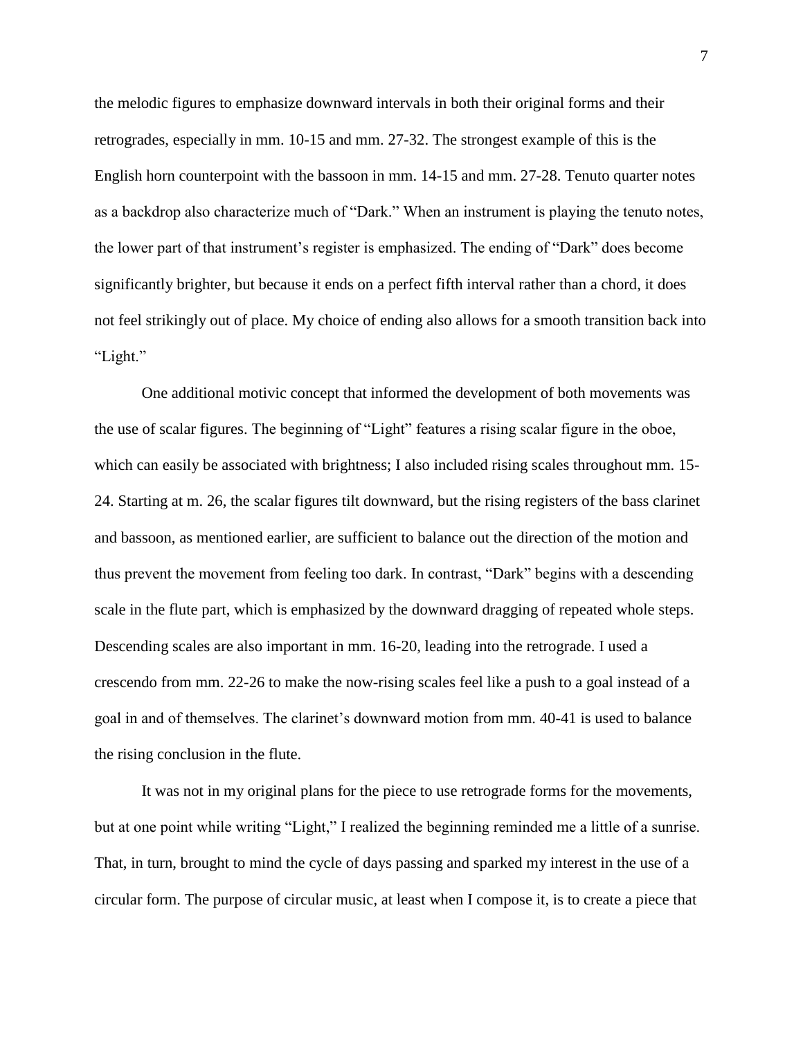the melodic figures to emphasize downward intervals in both their original forms and their retrogrades, especially in mm. 10-15 and mm. 27-32. The strongest example of this is the English horn counterpoint with the bassoon in mm. 14-15 and mm. 27-28. Tenuto quarter notes as a backdrop also characterize much of "Dark." When an instrument is playing the tenuto notes, the lower part of that instrument's register is emphasized. The ending of "Dark" does become significantly brighter, but because it ends on a perfect fifth interval rather than a chord, it does not feel strikingly out of place. My choice of ending also allows for a smooth transition back into "Light."

One additional motivic concept that informed the development of both movements was the use of scalar figures. The beginning of "Light" features a rising scalar figure in the oboe, which can easily be associated with brightness; I also included rising scales throughout mm. 15-24. Starting at m. 26, the scalar figures tilt downward, but the rising registers of the bass clarinet and bassoon, as mentioned earlier, are sufficient to balance out the direction of the motion and thus prevent the movement from feeling too dark. In contrast, "Dark" begins with a descending scale in the flute part, which is emphasized by the downward dragging of repeated whole steps. Descending scales are also important in mm. 16-20, leading into the retrograde. I used a crescendo from mm. 22-26 to make the now-rising scales feel like a push to a goal instead of a goal in and of themselves. The clarinet's downward motion from mm. 40-41 is used to balance the rising conclusion in the flute.

It was not in my original plans for the piece to use retrograde forms for the movements, but at one point while writing "Light," I realized the beginning reminded me a little of a sunrise. That, in turn, brought to mind the cycle of days passing and sparked my interest in the use of a circular form. The purpose of circular music, at least when I compose it, is to create a piece that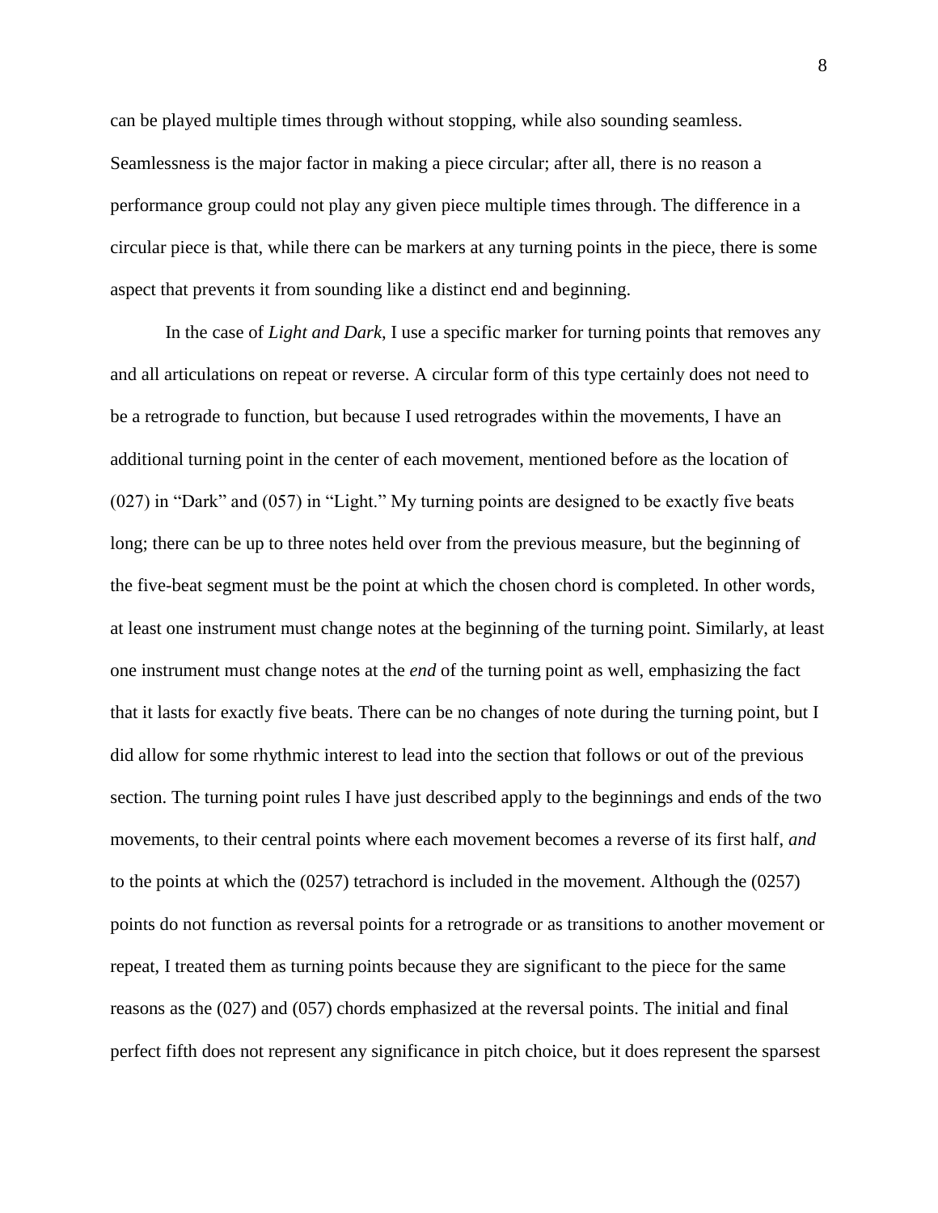can be played multiple times through without stopping, while also sounding seamless. Seamlessness is the major factor in making a piece circular; after all, there is no reason a performance group could not play any given piece multiple times through. The difference in a circular piece is that, while there can be markers at any turning points in the piece, there is some aspect that prevents it from sounding like a distinct end and beginning.

In the case of *Light and Dark*, I use a specific marker for turning points that removes any and all articulations on repeat or reverse. A circular form of this type certainly does not need to be a retrograde to function, but because I used retrogrades within the movements, I have an additional turning point in the center of each movement, mentioned before as the location of (027) in "Dark" and (057) in "Light." My turning points are designed to be exactly five beats long; there can be up to three notes held over from the previous measure, but the beginning of the five-beat segment must be the point at which the chosen chord is completed. In other words, at least one instrument must change notes at the beginning of the turning point. Similarly, at least one instrument must change notes at the *end* of the turning point as well, emphasizing the fact that it lasts for exactly five beats. There can be no changes of note during the turning point, but I did allow for some rhythmic interest to lead into the section that follows or out of the previous section. The turning point rules I have just described apply to the beginnings and ends of the two movements, to their central points where each movement becomes a reverse of its first half, *and* to the points at which the (0257) tetrachord is included in the movement. Although the (0257) points do not function as reversal points for a retrograde or as transitions to another movement or repeat, I treated them as turning points because they are significant to the piece for the same reasons as the (027) and (057) chords emphasized at the reversal points. The initial and final perfect fifth does not represent any significance in pitch choice, but it does represent the sparsest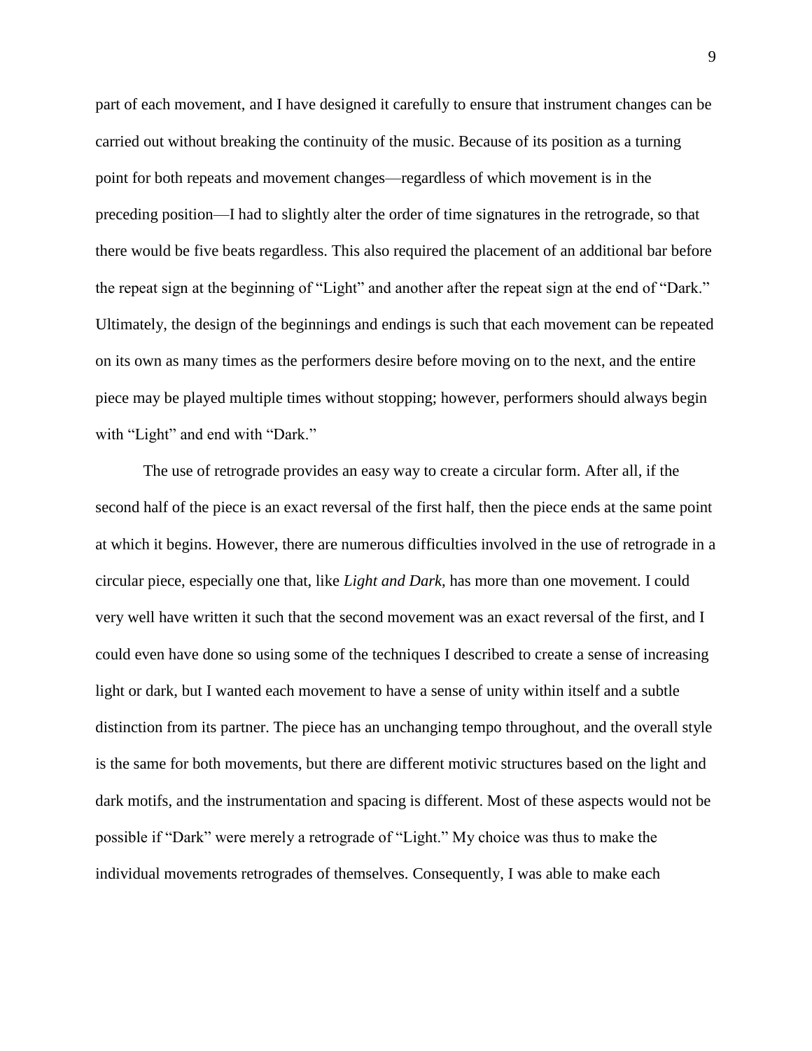part of each movement, and I have designed it carefully to ensure that instrument changes can be carried out without breaking the continuity of the music. Because of its position as a turning point for both repeats and movement changes—regardless of which movement is in the preceding position—I had to slightly alter the order of time signatures in the retrograde, so that there would be five beats regardless. This also required the placement of an additional bar before the repeat sign at the beginning of "Light" and another after the repeat sign at the end of "Dark." Ultimately, the design of the beginnings and endings is such that each movement can be repeated on its own as many times as the performers desire before moving on to the next, and the entire piece may be played multiple times without stopping; however, performers should always begin with "Light" and end with "Dark."

The use of retrograde provides an easy way to create a circular form. After all, if the second half of the piece is an exact reversal of the first half, then the piece ends at the same point at which it begins. However, there are numerous difficulties involved in the use of retrograde in a circular piece, especially one that, like *Light and Dark*, has more than one movement. I could very well have written it such that the second movement was an exact reversal of the first, and I could even have done so using some of the techniques I described to create a sense of increasing light or dark, but I wanted each movement to have a sense of unity within itself and a subtle distinction from its partner. The piece has an unchanging tempo throughout, and the overall style is the same for both movements, but there are different motivic structures based on the light and dark motifs, and the instrumentation and spacing is different. Most of these aspects would not be possible if "Dark" were merely a retrograde of "Light." My choice was thus to make the individual movements retrogrades of themselves. Consequently, I was able to make each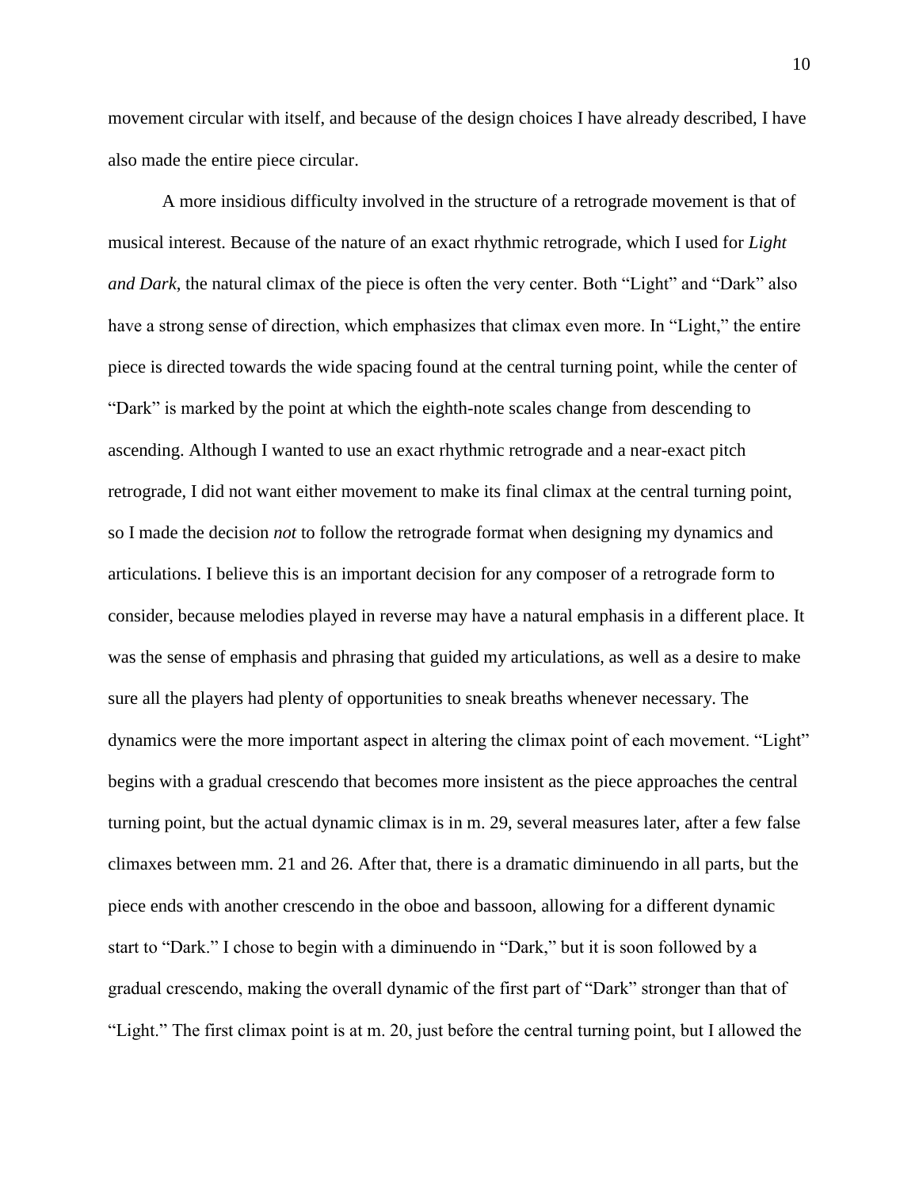movement circular with itself, and because of the design choices I have already described, I have also made the entire piece circular.

A more insidious difficulty involved in the structure of a retrograde movement is that of musical interest. Because of the nature of an exact rhythmic retrograde, which I used for *Light and Dark*, the natural climax of the piece is often the very center. Both "Light" and "Dark" also have a strong sense of direction, which emphasizes that climax even more. In "Light," the entire piece is directed towards the wide spacing found at the central turning point, while the center of "Dark" is marked by the point at which the eighth-note scales change from descending to ascending. Although I wanted to use an exact rhythmic retrograde and a near-exact pitch retrograde, I did not want either movement to make its final climax at the central turning point, so I made the decision *not* to follow the retrograde format when designing my dynamics and articulations. I believe this is an important decision for any composer of a retrograde form to consider, because melodies played in reverse may have a natural emphasis in a different place. It was the sense of emphasis and phrasing that guided my articulations, as well as a desire to make sure all the players had plenty of opportunities to sneak breaths whenever necessary. The dynamics were the more important aspect in altering the climax point of each movement. "Light" begins with a gradual crescendo that becomes more insistent as the piece approaches the central turning point, but the actual dynamic climax is in m. 29, several measures later, after a few false climaxes between mm. 21 and 26. After that, there is a dramatic diminuendo in all parts, but the piece ends with another crescendo in the oboe and bassoon, allowing for a different dynamic start to "Dark." I chose to begin with a diminuendo in "Dark," but it is soon followed by a gradual crescendo, making the overall dynamic of the first part of "Dark" stronger than that of "Light." The first climax point is at m. 20, just before the central turning point, but I allowed the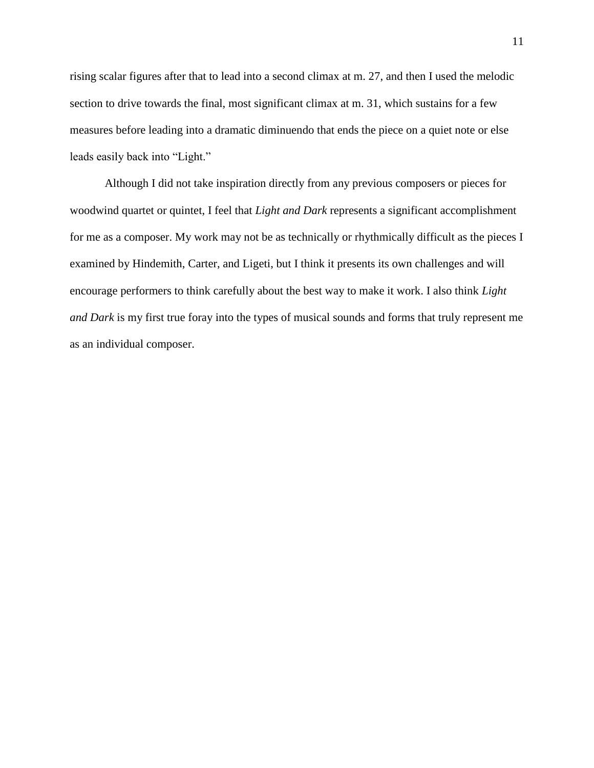rising scalar figures after that to lead into a second climax at m. 27, and then I used the melodic section to drive towards the final, most significant climax at m. 31, which sustains for a few measures before leading into a dramatic diminuendo that ends the piece on a quiet note or else leads easily back into "Light."

Although I did not take inspiration directly from any previous composers or pieces for woodwind quartet or quintet, I feel that *Light and Dark* represents a significant accomplishment for me as a composer. My work may not be as technically or rhythmically difficult as the pieces I examined by Hindemith, Carter, and Ligeti, but I think it presents its own challenges and will encourage performers to think carefully about the best way to make it work. I also think *Light and Dark* is my first true foray into the types of musical sounds and forms that truly represent me as an individual composer.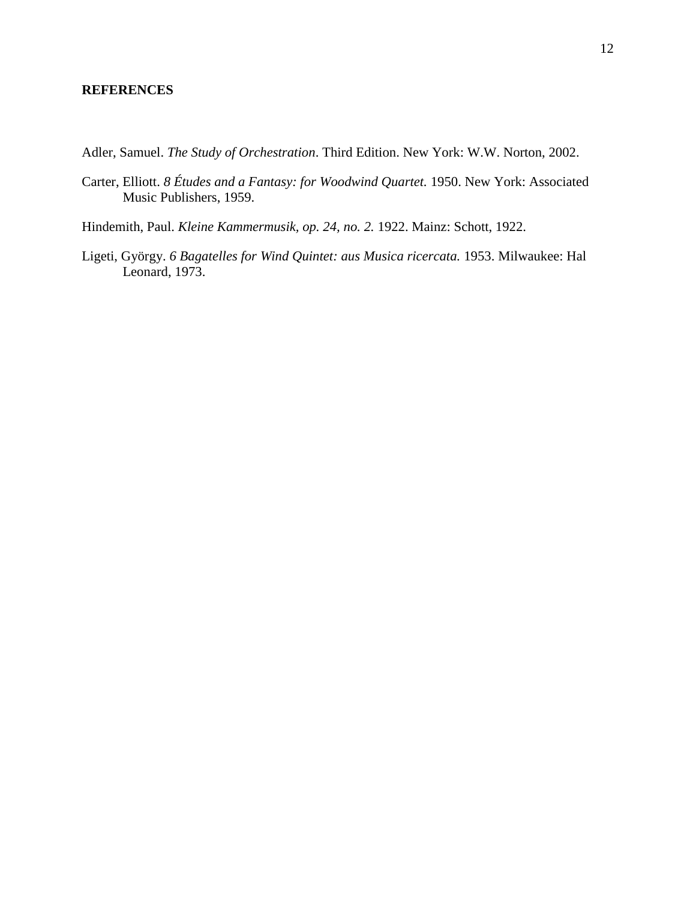**REFERENCES**

Adler, Samuel. *The Study of Orchestration*. Third Edition. New York: W.W. Norton, 2002.

Carter, Elliott. *8 Études and a Fantasy: for Woodwind Quartet.* 1950. New York: Associated Music Publishers, 1959.

Hindemith, Paul. *Kleine Kammermusik, op. 24, no. 2.* 1922. Mainz: Schott, 1922.

Ligeti, György. *6 Bagatelles for Wind Quintet: aus Musica ricercata.* 1953. Milwaukee: Hal Leonard, 1973.